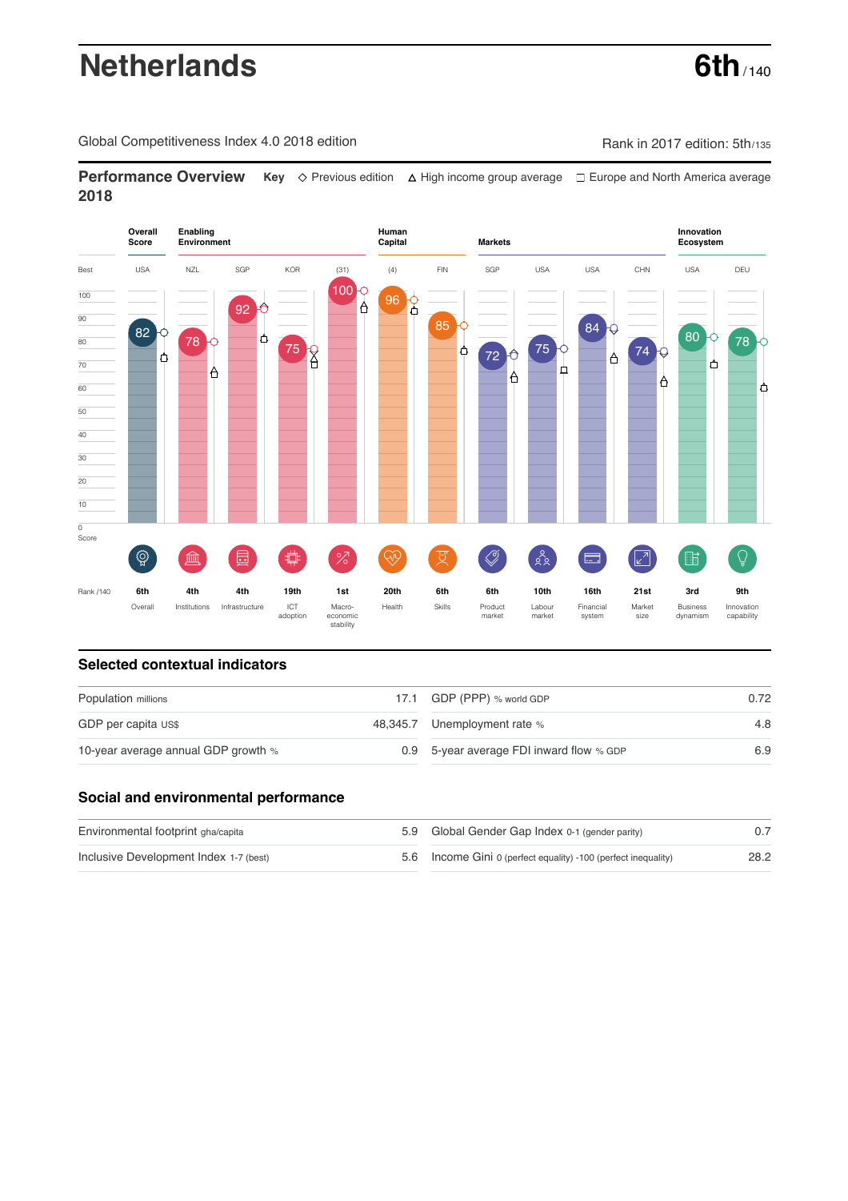# Netherlands

**6th** / 140

Global Competitiveness Index 4.0 2018 edition

Rank in 2017 edition: 5th/135

## Performance Overview 2018

**Key** ◇ Previous edition △ High income group average □ Europe and North America average

| | Overall Score | Enabling Environment | | | | Human Capital | | Markets | | | | Innovation Ecosystem | |
|---|---|---|---|---|---|---|---|---|---|---|---|---|---|
| Best | USA | NZL | SGP | KOR | (31) | (4) | FIN | SGP | USA | USA | CHN | USA | DEU |
| Score | 82 | 78 | 92 | 75 | 100 | 96 | 85 | 72 | 75 | 84 | 74 | 80 | 78 |
| Rank /140 | 6th | 4th | 4th | 19th | 1st | 20th | 6th | 6th | 10th | 16th | 21st | 3rd | 9th |
| | Overall | Institutions | Infrastructure | ICT adoption | Macro-economic stability | Health | Skills | Product market | Labour market | Financial system | Market size | Business dynamism | Innovation capability |

## Selected contextual indicators

| | | | |
|---|---|---|---|
| Population millions | 17.1 | GDP (PPP) % world GDP | 0.72 |
| GDP per capita US$ | 48,345.7 | Unemployment rate % | 4.8 |
| 10-year average annual GDP growth % | 0.9 | 5-year average FDI inward flow % GDP | 6.9 |

## Social and environmental performance

| | | | |
|---|---|---|---|
| Environmental footprint gha/capita | 5.9 | Global Gender Gap Index 0-1 (gender parity) | 0.7 |
| Inclusive Development Index 1-7 (best) | 5.6 | Income Gini 0 (perfect equality) -100 (perfect inequality) | 28.2 |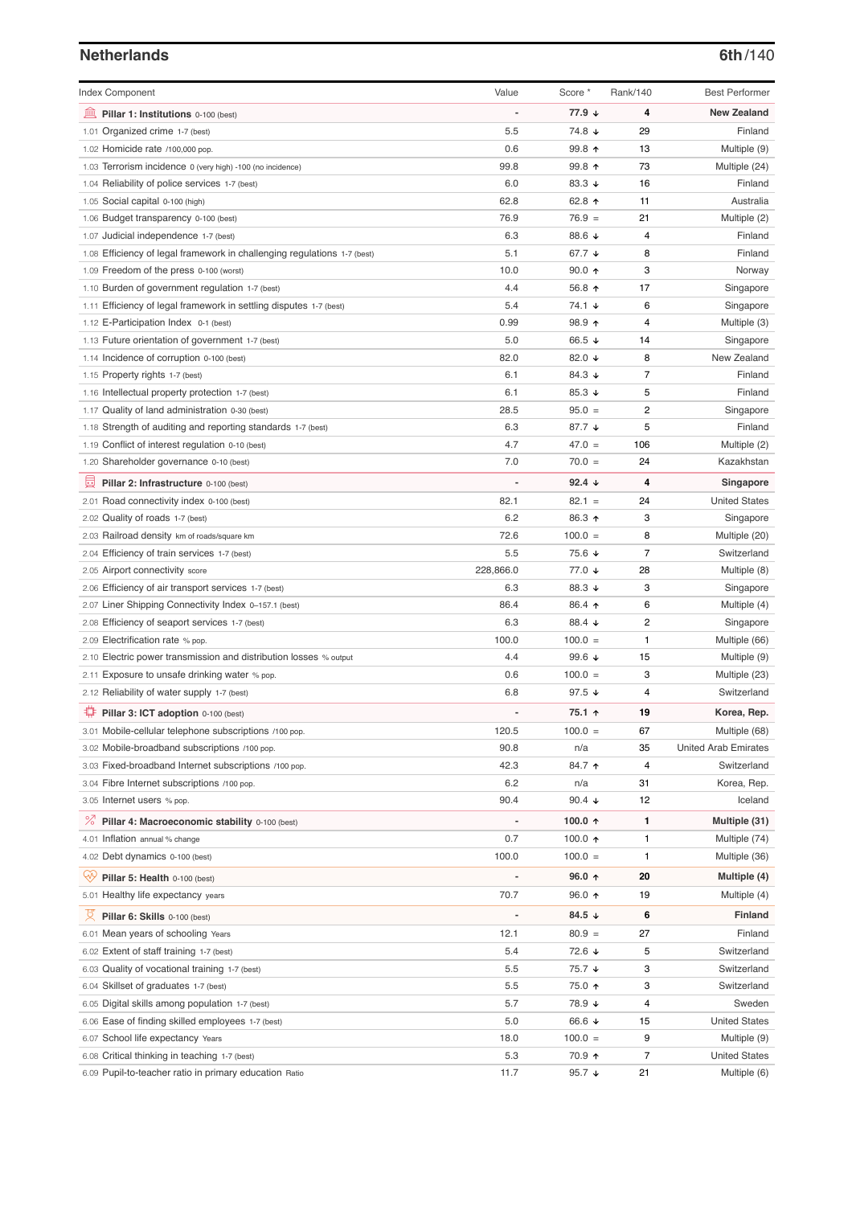## Netherlands

**6th/140**

| Index Component | Value | Score * | Rank/140 | Best Performer |
|---|---|---|---|---|
| **Pillar 1: Institutions** 0-100 (best) | - | **77.9 ↓** | **4** | **New Zealand** |
| 1.01 Organized crime 1-7 (best) | 5.5 | 74.8 ↓ | 29 | Finland |
| 1.02 Homicide rate /100,000 pop. | 0.6 | 99.8 ↑ | 13 | Multiple (9) |
| 1.03 Terrorism incidence 0 (very high) -100 (no incidence) | 99.8 | 99.8 ↑ | 73 | Multiple (24) |
| 1.04 Reliability of police services 1-7 (best) | 6.0 | 83.3 ↓ | 16 | Finland |
| 1.05 Social capital 0-100 (high) | 62.8 | 62.8 ↑ | 11 | Australia |
| 1.06 Budget transparency 0-100 (best) | 76.9 | 76.9 = | 21 | Multiple (2) |
| 1.07 Judicial independence 1-7 (best) | 6.3 | 88.6 ↓ | 4 | Finland |
| 1.08 Efficiency of legal framework in challenging regulations 1-7 (best) | 5.1 | 67.7 ↓ | 8 | Finland |
| 1.09 Freedom of the press 0-100 (worst) | 10.0 | 90.0 ↑ | 3 | Norway |
| 1.10 Burden of government regulation 1-7 (best) | 4.4 | 56.8 ↑ | 17 | Singapore |
| 1.11 Efficiency of legal framework in settling disputes 1-7 (best) | 5.4 | 74.1 ↓ | 6 | Singapore |
| 1.12 E-Participation Index 0-1 (best) | 0.99 | 98.9 ↑ | 4 | Multiple (3) |
| 1.13 Future orientation of government 1-7 (best) | 5.0 | 66.5 ↓ | 14 | Singapore |
| 1.14 Incidence of corruption 0-100 (best) | 82.0 | 82.0 ↓ | 8 | New Zealand |
| 1.15 Property rights 1-7 (best) | 6.1 | 84.3 ↓ | 7 | Finland |
| 1.16 Intellectual property protection 1-7 (best) | 6.1 | 85.3 ↓ | 5 | Finland |
| 1.17 Quality of land administration 0-30 (best) | 28.5 | 95.0 = | 2 | Singapore |
| 1.18 Strength of auditing and reporting standards 1-7 (best) | 6.3 | 87.7 ↓ | 5 | Finland |
| 1.19 Conflict of interest regulation 0-10 (best) | 4.7 | 47.0 = | 106 | Multiple (2) |
| 1.20 Shareholder governance 0-10 (best) | 7.0 | 70.0 = | 24 | Kazakhstan |
| **Pillar 2: Infrastructure** 0-100 (best) | - | **92.4 ↓** | **4** | **Singapore** |
| 2.01 Road connectivity index 0-100 (best) | 82.1 | 82.1 = | 24 | United States |
| 2.02 Quality of roads 1-7 (best) | 6.2 | 86.3 ↑ | 3 | Singapore |
| 2.03 Railroad density km of roads/square km | 72.6 | 100.0 = | 8 | Multiple (20) |
| 2.04 Efficiency of train services 1-7 (best) | 5.5 | 75.6 ↓ | 7 | Switzerland |
| 2.05 Airport connectivity score | 228,866.0 | 77.0 ↓ | 28 | Multiple (8) |
| 2.06 Efficiency of air transport services 1-7 (best) | 6.3 | 88.3 ↓ | 3 | Singapore |
| 2.07 Liner Shipping Connectivity Index 0–157.1 (best) | 86.4 | 86.4 ↑ | 6 | Multiple (4) |
| 2.08 Efficiency of seaport services 1-7 (best) | 6.3 | 88.4 ↓ | 2 | Singapore |
| 2.09 Electrification rate % pop. | 100.0 | 100.0 = | 1 | Multiple (66) |
| 2.10 Electric power transmission and distribution losses % output | 4.4 | 99.6 ↓ | 15 | Multiple (9) |
| 2.11 Exposure to unsafe drinking water % pop. | 0.6 | 100.0 = | 3 | Multiple (23) |
| 2.12 Reliability of water supply 1-7 (best) | 6.8 | 97.5 ↓ | 4 | Switzerland |
| **Pillar 3: ICT adoption** 0-100 (best) | - | **75.1 ↑** | **19** | **Korea, Rep.** |
| 3.01 Mobile-cellular telephone subscriptions /100 pop. | 120.5 | 100.0 = | 67 | Multiple (68) |
| 3.02 Mobile-broadband subscriptions /100 pop. | 90.8 | n/a | 35 | United Arab Emirates |
| 3.03 Fixed-broadband Internet subscriptions /100 pop. | 42.3 | 84.7 ↑ | 4 | Switzerland |
| 3.04 Fibre Internet subscriptions /100 pop. | 6.2 | n/a | 31 | Korea, Rep. |
| 3.05 Internet users % pop. | 90.4 | 90.4 ↓ | 12 | Iceland |
| **Pillar 4: Macroeconomic stability** 0-100 (best) | - | **100.0 ↑** | **1** | **Multiple (31)** |
| 4.01 Inflation annual % change | 0.7 | 100.0 ↑ | 1 | Multiple (74) |
| 4.02 Debt dynamics 0-100 (best) | 100.0 | 100.0 = | 1 | Multiple (36) |
| **Pillar 5: Health** 0-100 (best) | - | **96.0 ↑** | **20** | **Multiple (4)** |
| 5.01 Healthy life expectancy years | 70.7 | 96.0 ↑ | 19 | Multiple (4) |
| **Pillar 6: Skills** 0-100 (best) | - | **84.5 ↓** | **6** | **Finland** |
| 6.01 Mean years of schooling Years | 12.1 | 80.9 = | 27 | Finland |
| 6.02 Extent of staff training 1-7 (best) | 5.4 | 72.6 ↓ | 5 | Switzerland |
| 6.03 Quality of vocational training 1-7 (best) | 5.5 | 75.7 ↓ | 3 | Switzerland |
| 6.04 Skillset of graduates 1-7 (best) | 5.5 | 75.0 ↑ | 3 | Switzerland |
| 6.05 Digital skills among population 1-7 (best) | 5.7 | 78.9 ↓ | 4 | Sweden |
| 6.06 Ease of finding skilled employees 1-7 (best) | 5.0 | 66.6 ↓ | 15 | United States |
| 6.07 School life expectancy Years | 18.0 | 100.0 = | 9 | Multiple (9) |
| 6.08 Critical thinking in teaching 1-7 (best) | 5.3 | 70.9 ↑ | 7 | United States |
| 6.09 Pupil-to-teacher ratio in primary education Ratio | 11.7 | 95.7 ↓ | 21 | Multiple (6) |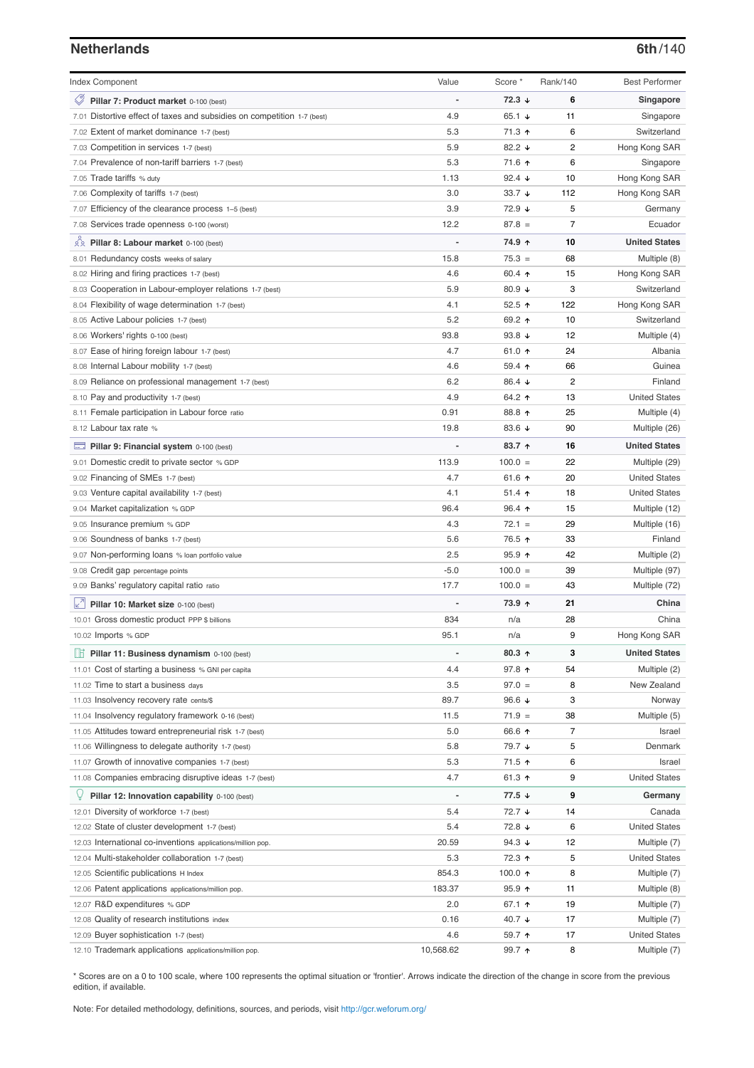## Netherlands

**6th**/140

| Index Component | Value | Score * | Rank/140 | Best Performer |
|---|---|---|---|---|
| **Pillar 7: Product market** 0-100 (best) | - | **72.3 ↓** | **6** | **Singapore** |
| 7.01 Distortive effect of taxes and subsidies on competition 1-7 (best) | 4.9 | 65.1 ↓ | 11 | Singapore |
| 7.02 Extent of market dominance 1-7 (best) | 5.3 | 71.3 ↑ | 6 | Switzerland |
| 7.03 Competition in services 1-7 (best) | 5.9 | 82.2 ↓ | 2 | Hong Kong SAR |
| 7.04 Prevalence of non-tariff barriers 1-7 (best) | 5.3 | 71.6 ↑ | 6 | Singapore |
| 7.05 Trade tariffs % duty | 1.13 | 92.4 ↓ | 10 | Hong Kong SAR |
| 7.06 Complexity of tariffs 1-7 (best) | 3.0 | 33.7 ↓ | 112 | Hong Kong SAR |
| 7.07 Efficiency of the clearance process 1–5 (best) | 3.9 | 72.9 ↓ | 5 | Germany |
| 7.08 Services trade openness 0-100 (worst) | 12.2 | 87.8 = | 7 | Ecuador |
| **Pillar 8: Labour market** 0-100 (best) | - | **74.9 ↑** | **10** | **United States** |
| 8.01 Redundancy costs weeks of salary | 15.8 | 75.3 = | 68 | Multiple (8) |
| 8.02 Hiring and firing practices 1-7 (best) | 4.6 | 60.4 ↑ | 15 | Hong Kong SAR |
| 8.03 Cooperation in Labour-employer relations 1-7 (best) | 5.9 | 80.9 ↓ | 3 | Switzerland |
| 8.04 Flexibility of wage determination 1-7 (best) | 4.1 | 52.5 ↑ | 122 | Hong Kong SAR |
| 8.05 Active Labour policies 1-7 (best) | 5.2 | 69.2 ↑ | 10 | Switzerland |
| 8.06 Workers' rights 0-100 (best) | 93.8 | 93.8 ↓ | 12 | Multiple (4) |
| 8.07 Ease of hiring foreign labour 1-7 (best) | 4.7 | 61.0 ↑ | 24 | Albania |
| 8.08 Internal Labour mobility 1-7 (best) | 4.6 | 59.4 ↑ | 66 | Guinea |
| 8.09 Reliance on professional management 1-7 (best) | 6.2 | 86.4 ↓ | 2 | Finland |
| 8.10 Pay and productivity 1-7 (best) | 4.9 | 64.2 ↑ | 13 | United States |
| 8.11 Female participation in Labour force ratio | 0.91 | 88.8 ↑ | 25 | Multiple (4) |
| 8.12 Labour tax rate % | 19.8 | 83.6 ↓ | 90 | Multiple (26) |
| **Pillar 9: Financial system** 0-100 (best) | - | **83.7 ↑** | **16** | **United States** |
| 9.01 Domestic credit to private sector % GDP | 113.9 | 100.0 = | 22 | Multiple (29) |
| 9.02 Financing of SMEs 1-7 (best) | 4.7 | 61.6 ↑ | 20 | United States |
| 9.03 Venture capital availability 1-7 (best) | 4.1 | 51.4 ↑ | 18 | United States |
| 9.04 Market capitalization % GDP | 96.4 | 96.4 ↑ | 15 | Multiple (12) |
| 9.05 Insurance premium % GDP | 4.3 | 72.1 = | 29 | Multiple (16) |
| 9.06 Soundness of banks 1-7 (best) | 5.6 | 76.5 ↑ | 33 | Finland |
| 9.07 Non-performing loans % loan portfolio value | 2.5 | 95.9 ↑ | 42 | Multiple (2) |
| 9.08 Credit gap percentage points | -5.0 | 100.0 = | 39 | Multiple (97) |
| 9.09 Banks' regulatory capital ratio ratio | 17.7 | 100.0 = | 43 | Multiple (72) |
| **Pillar 10: Market size** 0-100 (best) | - | **73.9 ↑** | **21** | **China** |
| 10.01 Gross domestic product PPP $ billions | 834 | n/a | 28 | China |
| 10.02 Imports % GDP | 95.1 | n/a | 9 | Hong Kong SAR |
| **Pillar 11: Business dynamism** 0-100 (best) | - | **80.3 ↑** | **3** | **United States** |
| 11.01 Cost of starting a business % GNI per capita | 4.4 | 97.8 ↑ | 54 | Multiple (2) |
| 11.02 Time to start a business days | 3.5 | 97.0 = | 8 | New Zealand |
| 11.03 Insolvency recovery rate cents/$ | 89.7 | 96.6 ↓ | 3 | Norway |
| 11.04 Insolvency regulatory framework 0-16 (best) | 11.5 | 71.9 = | 38 | Multiple (5) |
| 11.05 Attitudes toward entrepreneurial risk 1-7 (best) | 5.0 | 66.6 ↑ | 7 | Israel |
| 11.06 Willingness to delegate authority 1-7 (best) | 5.8 | 79.7 ↓ | 5 | Denmark |
| 11.07 Growth of innovative companies 1-7 (best) | 5.3 | 71.5 ↑ | 6 | Israel |
| 11.08 Companies embracing disruptive ideas 1-7 (best) | 4.7 | 61.3 ↑ | 9 | United States |
| **Pillar 12: Innovation capability** 0-100 (best) | - | **77.5 ↓** | **9** | **Germany** |
| 12.01 Diversity of workforce 1-7 (best) | 5.4 | 72.7 ↓ | 14 | Canada |
| 12.02 State of cluster development 1-7 (best) | 5.4 | 72.8 ↓ | 6 | United States |
| 12.03 International co-inventions applications/million pop. | 20.59 | 94.3 ↓ | 12 | Multiple (7) |
| 12.04 Multi-stakeholder collaboration 1-7 (best) | 5.3 | 72.3 ↑ | 5 | United States |
| 12.05 Scientific publications H Index | 854.3 | 100.0 ↑ | 8 | Multiple (7) |
| 12.06 Patent applications applications/million pop. | 183.37 | 95.9 ↑ | 11 | Multiple (8) |
| 12.07 R&D expenditures % GDP | 2.0 | 67.1 ↑ | 19 | Multiple (7) |
| 12.08 Quality of research institutions index | 0.16 | 40.7 ↓ | 17 | Multiple (7) |
| 12.09 Buyer sophistication 1-7 (best) | 4.6 | 59.7 ↑ | 17 | United States |
| 12.10 Trademark applications applications/million pop. | 10,568.62 | 99.7 ↑ | 8 | Multiple (7) |

* Scores are on a 0 to 100 scale, where 100 represents the optimal situation or 'frontier'. Arrows indicate the direction of the change in score from the previous edition, if available.

Note: For detailed methodology, definitions, sources, and periods, visit http://gcr.weforum.org/